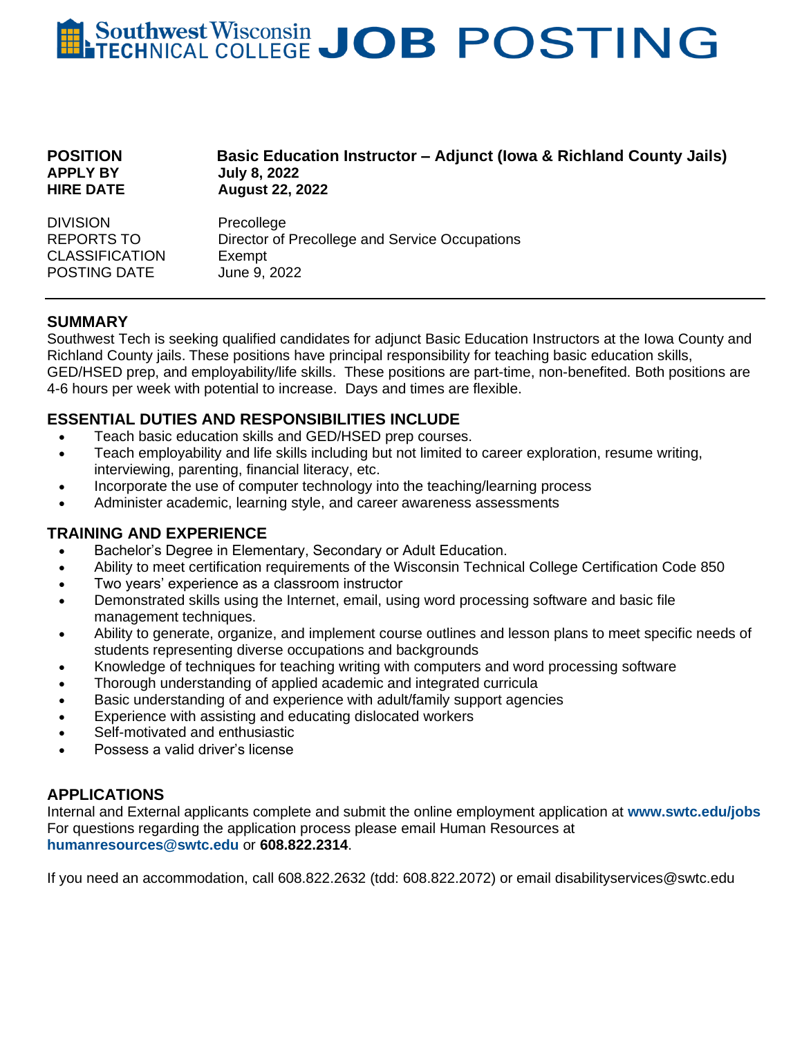# Southwest Wisconsin TECHNICAL COLLEGE JOB POSTING

**POSITION** **Basic Education Instructor – Adjunct (Iowa & Richland County Jails)**
**APPLY BY** **July 8, 2022**
**HIRE DATE** **August 22, 2022**

DIVISION Precollege
REPORTS TO Director of Precollege and Service Occupations
CLASSIFICATION Exempt
POSTING DATE June 9, 2022

---

## SUMMARY

Southwest Tech is seeking qualified candidates for adjunct Basic Education Instructors at the Iowa County and Richland County jails. These positions have principal responsibility for teaching basic education skills, GED/HSED prep, and employability/life skills. These positions are part-time, non-benefited. Both positions are 4-6 hours per week with potential to increase. Days and times are flexible.

## ESSENTIAL DUTIES AND RESPONSIBILITIES INCLUDE

- Teach basic education skills and GED/HSED prep courses.
- Teach employability and life skills including but not limited to career exploration, resume writing, interviewing, parenting, financial literacy, etc.
- Incorporate the use of computer technology into the teaching/learning process
- Administer academic, learning style, and career awareness assessments

## TRAINING AND EXPERIENCE

- Bachelor's Degree in Elementary, Secondary or Adult Education.
- Ability to meet certification requirements of the Wisconsin Technical College Certification Code 850
- Two years' experience as a classroom instructor
- Demonstrated skills using the Internet, email, using word processing software and basic file management techniques.
- Ability to generate, organize, and implement course outlines and lesson plans to meet specific needs of students representing diverse occupations and backgrounds
- Knowledge of techniques for teaching writing with computers and word processing software
- Thorough understanding of applied academic and integrated curricula
- Basic understanding of and experience with adult/family support agencies
- Experience with assisting and educating dislocated workers
- Self-motivated and enthusiastic
- Possess a valid driver's license

## APPLICATIONS

Internal and External applicants complete and submit the online employment application at **www.swtc.edu/jobs**
For questions regarding the application process please email Human Resources at **humanresources@swtc.edu** or **608.822.2314**.

If you need an accommodation, call 608.822.2632 (tdd: 608.822.2072) or email disabilityservices@swtc.edu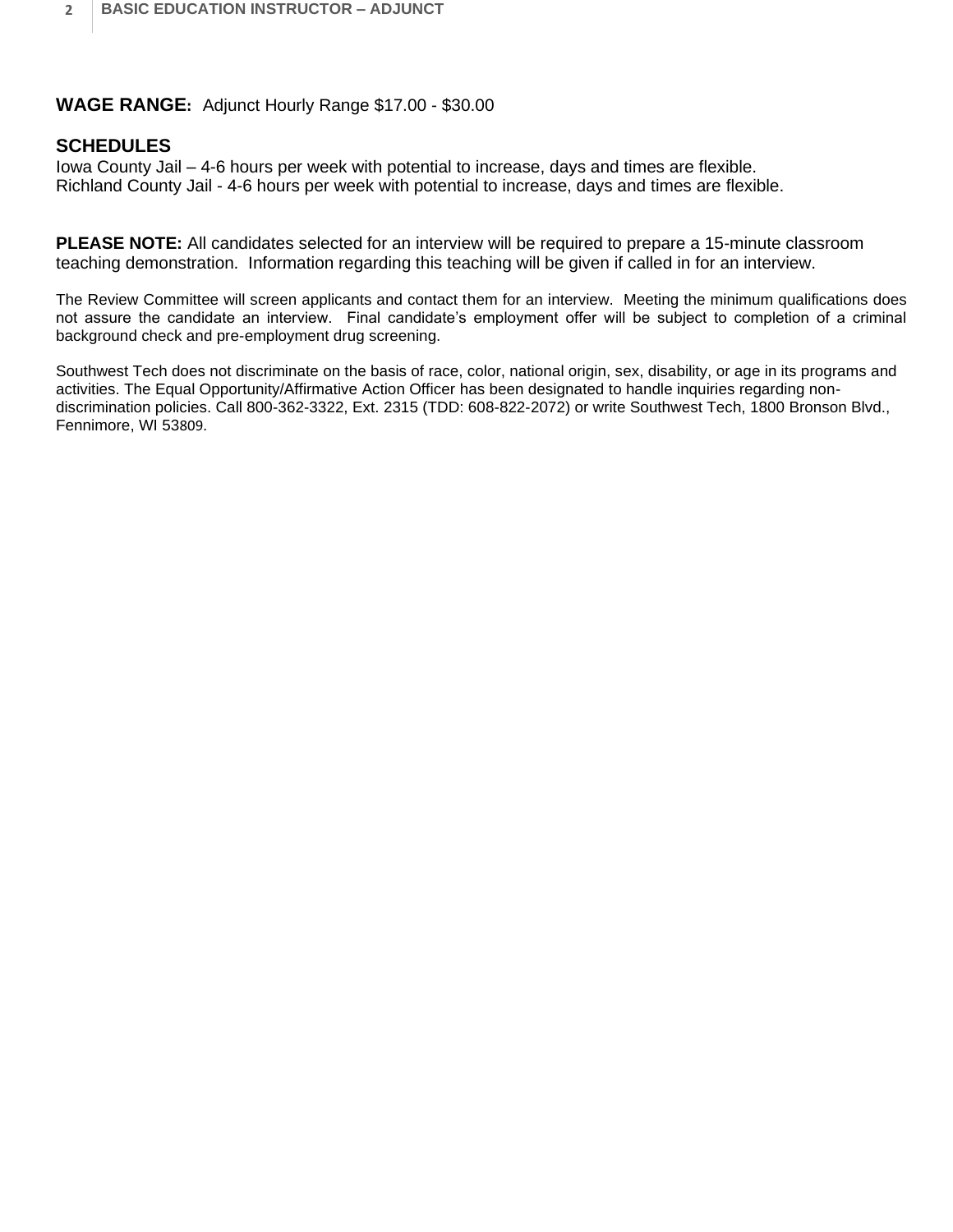**WAGE RANGE:** Adjunct Hourly Range $17.00 - $30.00

## SCHEDULES

Iowa County Jail – 4-6 hours per week with potential to increase, days and times are flexible.
Richland County Jail - 4-6 hours per week with potential to increase, days and times are flexible.

**PLEASE NOTE:** All candidates selected for an interview will be required to prepare a 15-minute classroom teaching demonstration. Information regarding this teaching will be given if called in for an interview.

The Review Committee will screen applicants and contact them for an interview. Meeting the minimum qualifications does not assure the candidate an interview. Final candidate's employment offer will be subject to completion of a criminal background check and pre-employment drug screening.

Southwest Tech does not discriminate on the basis of race, color, national origin, sex, disability, or age in its programs and activities. The Equal Opportunity/Affirmative Action Officer has been designated to handle inquiries regarding non-discrimination policies. Call 800-362-3322, Ext. 2315 (TDD: 608-822-2072) or write Southwest Tech, 1800 Bronson Blvd., Fennimore, WI 53809.